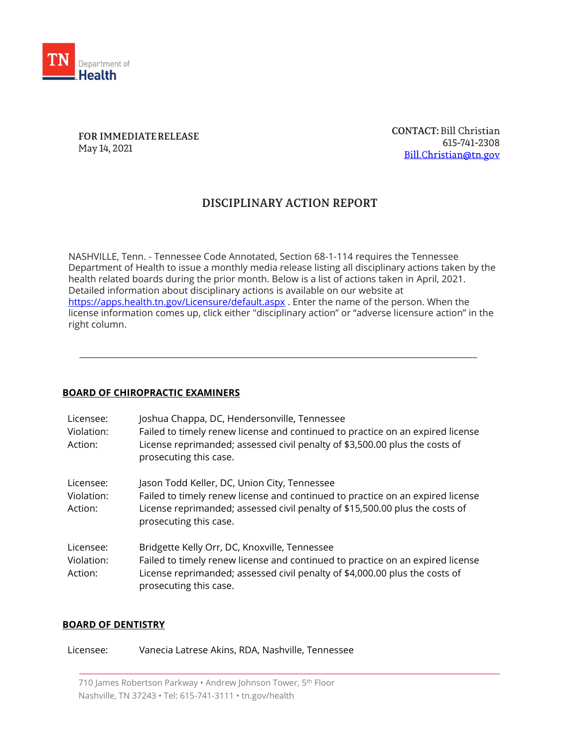TN Department of Health

**FOR IMMEDIATE RELEASE**
May 14, 2021

**CONTACT:** Bill Christian
615-741-2308
Bill.Christian@tn.gov

# DISCIPLINARY ACTION REPORT

NASHVILLE, Tenn. - Tennessee Code Annotated, Section 68-1-114 requires the Tennessee Department of Health to issue a monthly media release listing all disciplinary actions taken by the health related boards during the prior month. Below is a list of actions taken in April, 2021. Detailed information about disciplinary actions is available on our website at https://apps.health.tn.gov/Licensure/default.aspx . Enter the name of the person. When the license information comes up, click either "disciplinary action" or "adverse licensure action" in the right column.

---

## BOARD OF CHIROPRACTIC EXAMINERS

Licensee: Joshua Chappa, DC, Hendersonville, Tennessee
Violation: Failed to timely renew license and continued to practice on an expired license
Action: License reprimanded; assessed civil penalty of $3,500.00 plus the costs of prosecuting this case.

Licensee: Jason Todd Keller, DC, Union City, Tennessee
Violation: Failed to timely renew license and continued to practice on an expired license
Action: License reprimanded; assessed civil penalty of $15,500.00 plus the costs of prosecuting this case.

Licensee: Bridgette Kelly Orr, DC, Knoxville, Tennessee
Violation: Failed to timely renew license and continued to practice on an expired license
Action: License reprimanded; assessed civil penalty of $4,000.00 plus the costs of prosecuting this case.

## BOARD OF DENTISTRY

Licensee: Vanecia Latrese Akins, RDA, Nashville, Tennessee

710 James Robertson Parkway • Andrew Johnson Tower, 5th Floor
Nashville, TN 37243 • Tel: 615-741-3111 • tn.gov/health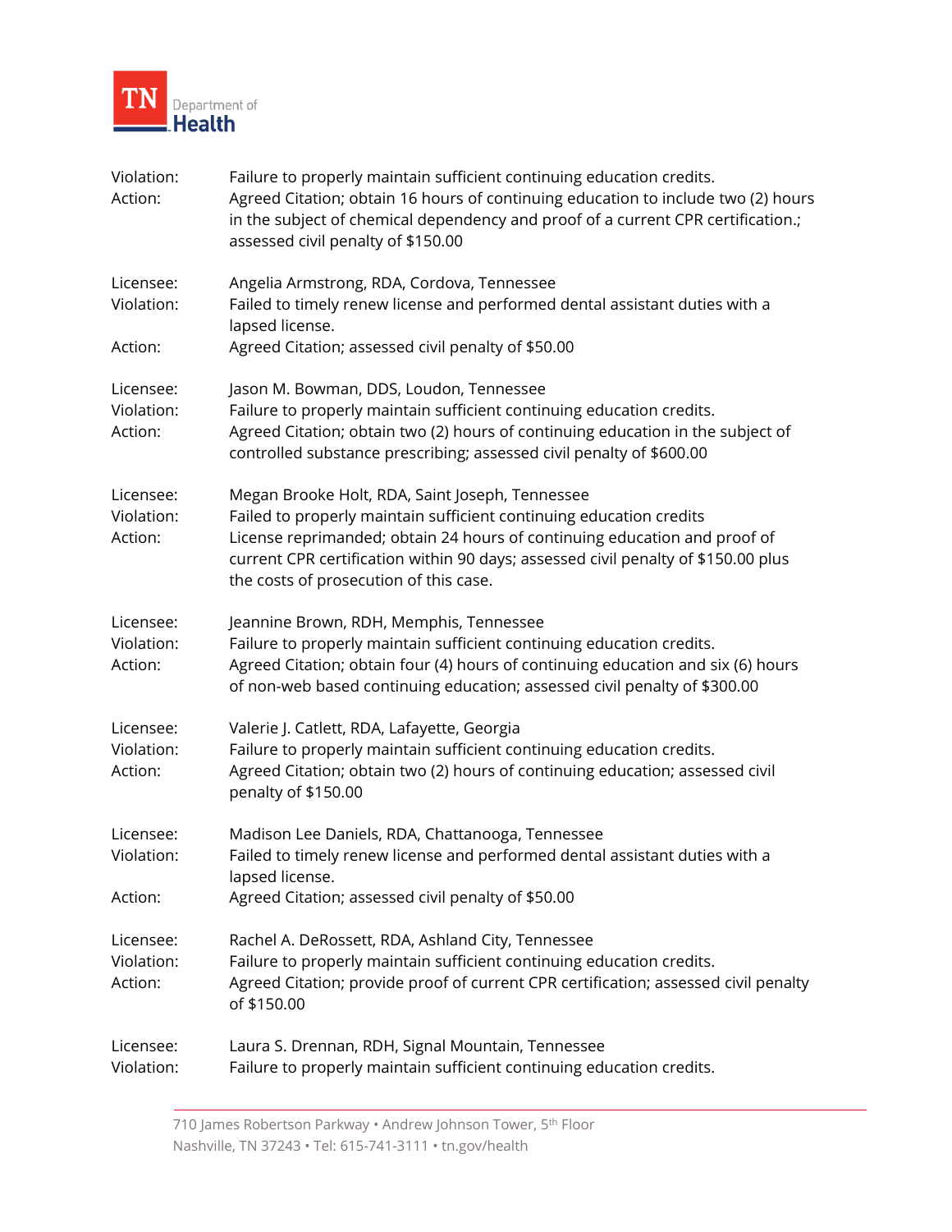Violation: Failure to properly maintain sufficient continuing education credits.
Action: Agreed Citation; obtain 16 hours of continuing education to include two (2) hours in the subject of chemical dependency and proof of a current CPR certification.; assessed civil penalty of $150.00

Licensee: Angelia Armstrong, RDA, Cordova, Tennessee
Violation: Failed to timely renew license and performed dental assistant duties with a lapsed license.
Action: Agreed Citation; assessed civil penalty of $50.00

Licensee: Jason M. Bowman, DDS, Loudon, Tennessee
Violation: Failure to properly maintain sufficient continuing education credits.
Action: Agreed Citation; obtain two (2) hours of continuing education in the subject of controlled substance prescribing; assessed civil penalty of $600.00

Licensee: Megan Brooke Holt, RDA, Saint Joseph, Tennessee
Violation: Failed to properly maintain sufficient continuing education credits
Action: License reprimanded; obtain 24 hours of continuing education and proof of current CPR certification within 90 days; assessed civil penalty of $150.00 plus the costs of prosecution of this case.

Licensee: Jeannine Brown, RDH, Memphis, Tennessee
Violation: Failure to properly maintain sufficient continuing education credits.
Action: Agreed Citation; obtain four (4) hours of continuing education and six (6) hours of non-web based continuing education; assessed civil penalty of $300.00

Licensee: Valerie J. Catlett, RDA, Lafayette, Georgia
Violation: Failure to properly maintain sufficient continuing education credits.
Action: Agreed Citation; obtain two (2) hours of continuing education; assessed civil penalty of $150.00

Licensee: Madison Lee Daniels, RDA, Chattanooga, Tennessee
Violation: Failed to timely renew license and performed dental assistant duties with a lapsed license.
Action: Agreed Citation; assessed civil penalty of $50.00

Licensee: Rachel A. DeRossett, RDA, Ashland City, Tennessee
Violation: Failure to properly maintain sufficient continuing education credits.
Action: Agreed Citation; provide proof of current CPR certification; assessed civil penalty of $150.00

Licensee: Laura S. Drennan, RDH, Signal Mountain, Tennessee
Violation: Failure to properly maintain sufficient continuing education credits.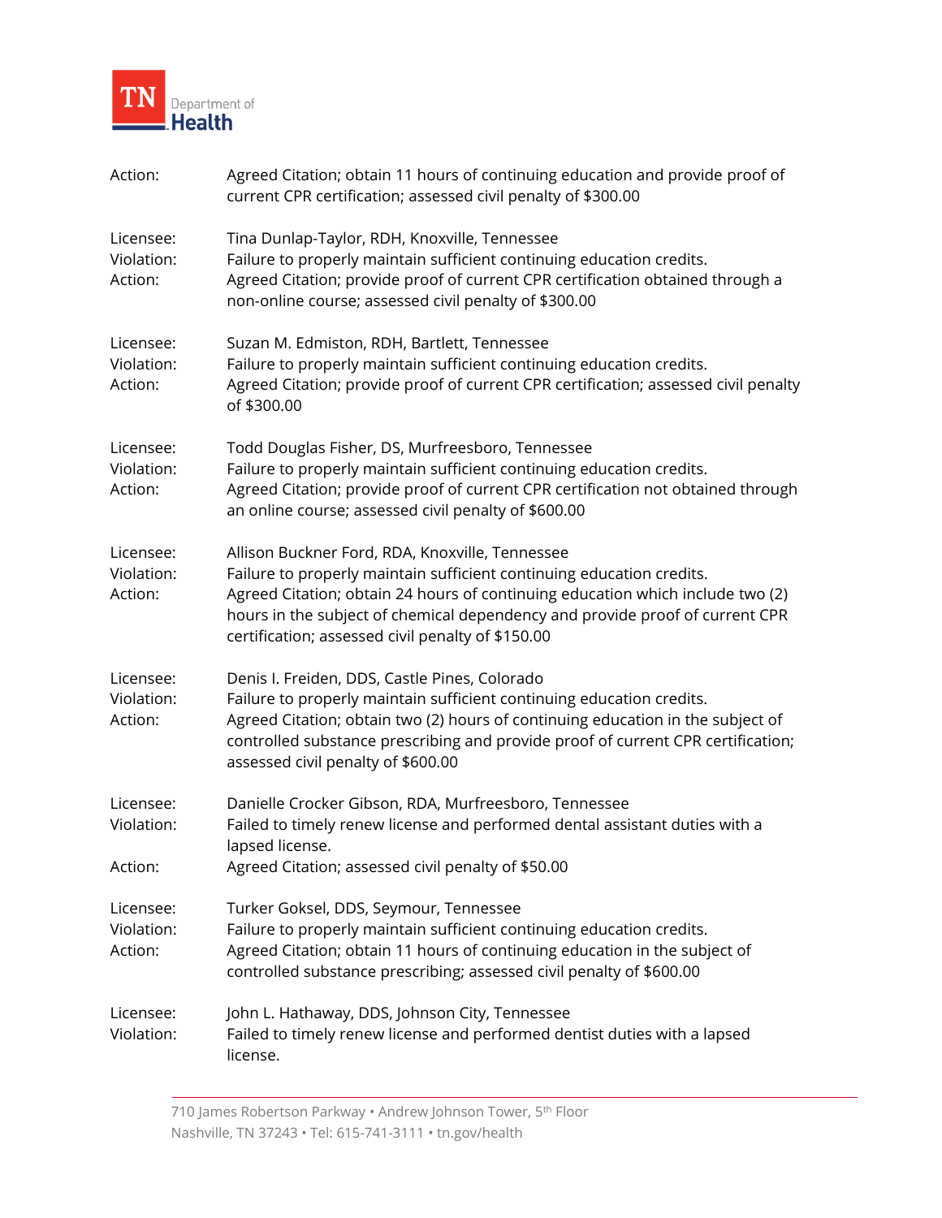Action: Agreed Citation; obtain 11 hours of continuing education and provide proof of current CPR certification; assessed civil penalty of $300.00

Licensee: Tina Dunlap-Taylor, RDH, Knoxville, Tennessee
Violation: Failure to properly maintain sufficient continuing education credits.
Action: Agreed Citation; provide proof of current CPR certification obtained through a non-online course; assessed civil penalty of $300.00

Licensee: Suzan M. Edmiston, RDH, Bartlett, Tennessee
Violation: Failure to properly maintain sufficient continuing education credits.
Action: Agreed Citation; provide proof of current CPR certification; assessed civil penalty of $300.00

Licensee: Todd Douglas Fisher, DS, Murfreesboro, Tennessee
Violation: Failure to properly maintain sufficient continuing education credits.
Action: Agreed Citation; provide proof of current CPR certification not obtained through an online course; assessed civil penalty of $600.00

Licensee: Allison Buckner Ford, RDA, Knoxville, Tennessee
Violation: Failure to properly maintain sufficient continuing education credits.
Action: Agreed Citation; obtain 24 hours of continuing education which include two (2) hours in the subject of chemical dependency and provide proof of current CPR certification; assessed civil penalty of $150.00

Licensee: Denis I. Freiden, DDS, Castle Pines, Colorado
Violation: Failure to properly maintain sufficient continuing education credits.
Action: Agreed Citation; obtain two (2) hours of continuing education in the subject of controlled substance prescribing and provide proof of current CPR certification; assessed civil penalty of $600.00

Licensee: Danielle Crocker Gibson, RDA, Murfreesboro, Tennessee
Violation: Failed to timely renew license and performed dental assistant duties with a lapsed license.
Action: Agreed Citation; assessed civil penalty of $50.00

Licensee: Turker Goksel, DDS, Seymour, Tennessee
Violation: Failure to properly maintain sufficient continuing education credits.
Action: Agreed Citation; obtain 11 hours of continuing education in the subject of controlled substance prescribing; assessed civil penalty of $600.00

Licensee: John L. Hathaway, DDS, Johnson City, Tennessee
Violation: Failed to timely renew license and performed dentist duties with a lapsed license.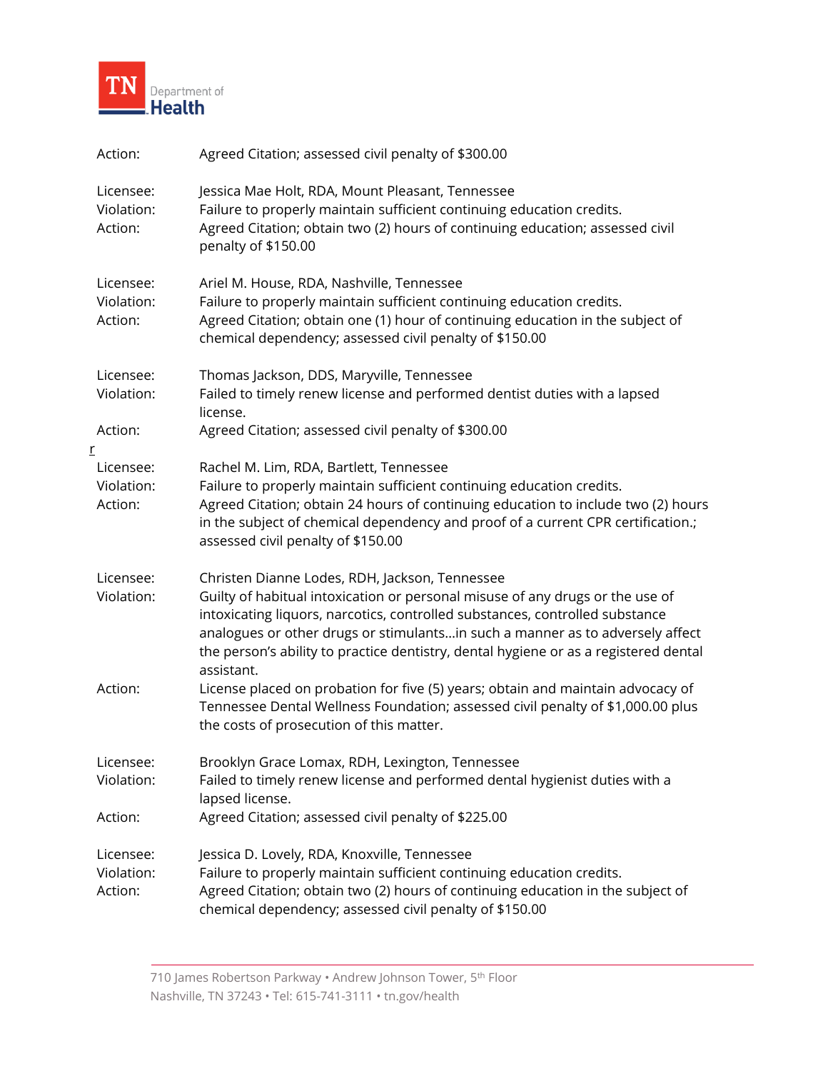Action: Agreed Citation; assessed civil penalty of $300.00

Licensee: Jessica Mae Holt, RDA, Mount Pleasant, Tennessee
Violation: Failure to properly maintain sufficient continuing education credits.
Action: Agreed Citation; obtain two (2) hours of continuing education; assessed civil penalty of $150.00

Licensee: Ariel M. House, RDA, Nashville, Tennessee
Violation: Failure to properly maintain sufficient continuing education credits.
Action: Agreed Citation; obtain one (1) hour of continuing education in the subject of chemical dependency; assessed civil penalty of $150.00

Licensee: Thomas Jackson, DDS, Maryville, Tennessee
Violation: Failed to timely renew license and performed dentist duties with a lapsed license.
Action: Agreed Citation; assessed civil penalty of $300.00

r

Licensee: Rachel M. Lim, RDA, Bartlett, Tennessee
Violation: Failure to properly maintain sufficient continuing education credits.
Action: Agreed Citation; obtain 24 hours of continuing education to include two (2) hours in the subject of chemical dependency and proof of a current CPR certification.; assessed civil penalty of $150.00

Licensee: Christen Dianne Lodes, RDH, Jackson, Tennessee
Violation: Guilty of habitual intoxication or personal misuse of any drugs or the use of intoxicating liquors, narcotics, controlled substances, controlled substance analogues or other drugs or stimulants…in such a manner as to adversely affect the person's ability to practice dentistry, dental hygiene or as a registered dental assistant.
Action: License placed on probation for five (5) years; obtain and maintain advocacy of Tennessee Dental Wellness Foundation; assessed civil penalty of $1,000.00 plus the costs of prosecution of this matter.

Licensee: Brooklyn Grace Lomax, RDH, Lexington, Tennessee
Violation: Failed to timely renew license and performed dental hygienist duties with a lapsed license.
Action: Agreed Citation; assessed civil penalty of $225.00

Licensee: Jessica D. Lovely, RDA, Knoxville, Tennessee
Violation: Failure to properly maintain sufficient continuing education credits.
Action: Agreed Citation; obtain two (2) hours of continuing education in the subject of chemical dependency; assessed civil penalty of $150.00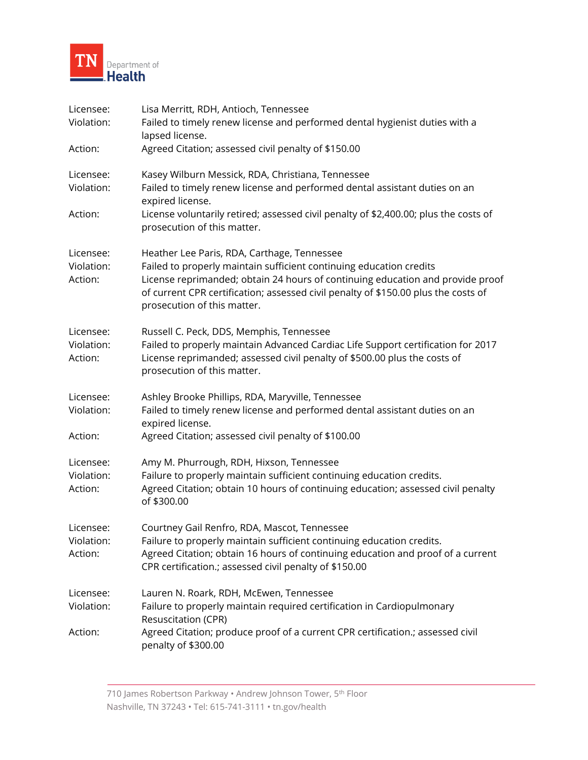Licensee: Lisa Merritt, RDH, Antioch, Tennessee
Violation: Failed to timely renew license and performed dental hygienist duties with a lapsed license.
Action: Agreed Citation; assessed civil penalty of $150.00

Licensee: Kasey Wilburn Messick, RDA, Christiana, Tennessee
Violation: Failed to timely renew license and performed dental assistant duties on an expired license.
Action: License voluntarily retired; assessed civil penalty of $2,400.00; plus the costs of prosecution of this matter.

Licensee: Heather Lee Paris, RDA, Carthage, Tennessee
Violation: Failed to properly maintain sufficient continuing education credits
Action: License reprimanded; obtain 24 hours of continuing education and provide proof of current CPR certification; assessed civil penalty of $150.00 plus the costs of prosecution of this matter.

Licensee: Russell C. Peck, DDS, Memphis, Tennessee
Violation: Failed to properly maintain Advanced Cardiac Life Support certification for 2017
Action: License reprimanded; assessed civil penalty of $500.00 plus the costs of prosecution of this matter.

Licensee: Ashley Brooke Phillips, RDA, Maryville, Tennessee
Violation: Failed to timely renew license and performed dental assistant duties on an expired license.
Action: Agreed Citation; assessed civil penalty of $100.00

Licensee: Amy M. Phurrough, RDH, Hixson, Tennessee
Violation: Failure to properly maintain sufficient continuing education credits.
Action: Agreed Citation; obtain 10 hours of continuing education; assessed civil penalty of $300.00

Licensee: Courtney Gail Renfro, RDA, Mascot, Tennessee
Violation: Failure to properly maintain sufficient continuing education credits.
Action: Agreed Citation; obtain 16 hours of continuing education and proof of a current CPR certification.; assessed civil penalty of $150.00

Licensee: Lauren N. Roark, RDH, McEwen, Tennessee
Violation: Failure to properly maintain required certification in Cardiopulmonary Resuscitation (CPR)
Action: Agreed Citation; produce proof of a current CPR certification.; assessed civil penalty of $300.00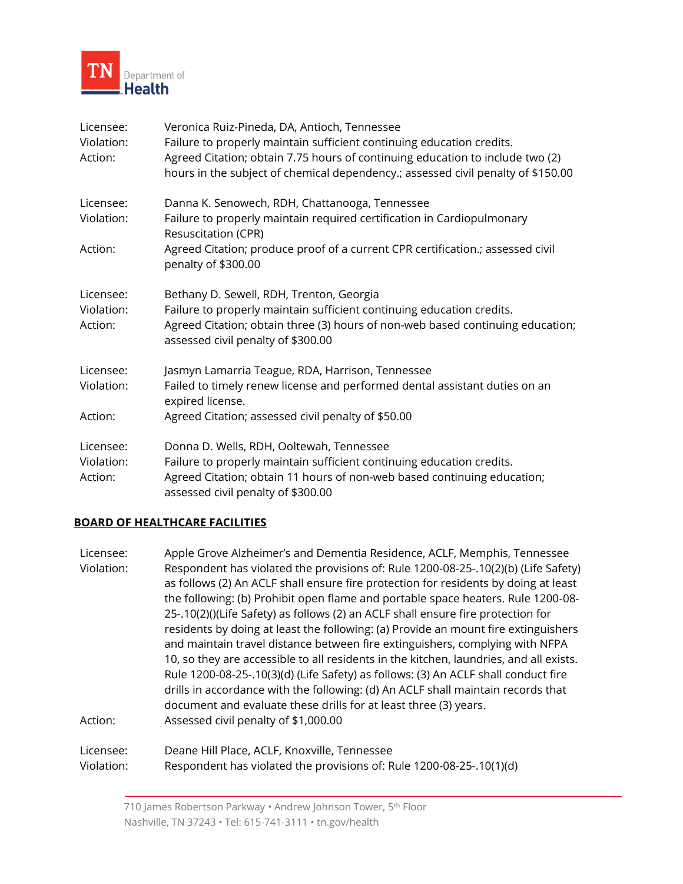Licensee: Veronica Ruiz-Pineda, DA, Antioch, Tennessee
Violation: Failure to properly maintain sufficient continuing education credits.
Action: Agreed Citation; obtain 7.75 hours of continuing education to include two (2) hours in the subject of chemical dependency.; assessed civil penalty of $150.00

Licensee: Danna K. Senowech, RDH, Chattanooga, Tennessee
Violation: Failure to properly maintain required certification in Cardiopulmonary Resuscitation (CPR)
Action: Agreed Citation; produce proof of a current CPR certification.; assessed civil penalty of $300.00

Licensee: Bethany D. Sewell, RDH, Trenton, Georgia
Violation: Failure to properly maintain sufficient continuing education credits.
Action: Agreed Citation; obtain three (3) hours of non-web based continuing education; assessed civil penalty of $300.00

Licensee: Jasmyn Lamarria Teague, RDA, Harrison, Tennessee
Violation: Failed to timely renew license and performed dental assistant duties on an expired license.
Action: Agreed Citation; assessed civil penalty of $50.00

Licensee: Donna D. Wells, RDH, Ooltewah, Tennessee
Violation: Failure to properly maintain sufficient continuing education credits.
Action: Agreed Citation; obtain 11 hours of non-web based continuing education; assessed civil penalty of $300.00

## BOARD OF HEALTHCARE FACILITIES

Licensee: Apple Grove Alzheimer's and Dementia Residence, ACLF, Memphis, Tennessee
Violation: Respondent has violated the provisions of: Rule 1200-08-25-.10(2)(b) (Life Safety) as follows (2) An ACLF shall ensure fire protection for residents by doing at least the following: (b) Prohibit open flame and portable space heaters. Rule 1200-08-25-.10(2)()(Life Safety) as follows (2) an ACLF shall ensure fire protection for residents by doing at least the following: (a) Provide an mount fire extinguishers and maintain travel distance between fire extinguishers, complying with NFPA 10, so they are accessible to all residents in the kitchen, laundries, and all exists. Rule 1200-08-25-.10(3)(d) (Life Safety) as follows: (3) An ACLF shall conduct fire drills in accordance with the following: (d) An ACLF shall maintain records that document and evaluate these drills for at least three (3) years.
Action: Assessed civil penalty of $1,000.00

Licensee: Deane Hill Place, ACLF, Knoxville, Tennessee
Violation: Respondent has violated the provisions of: Rule 1200-08-25-.10(1)(d)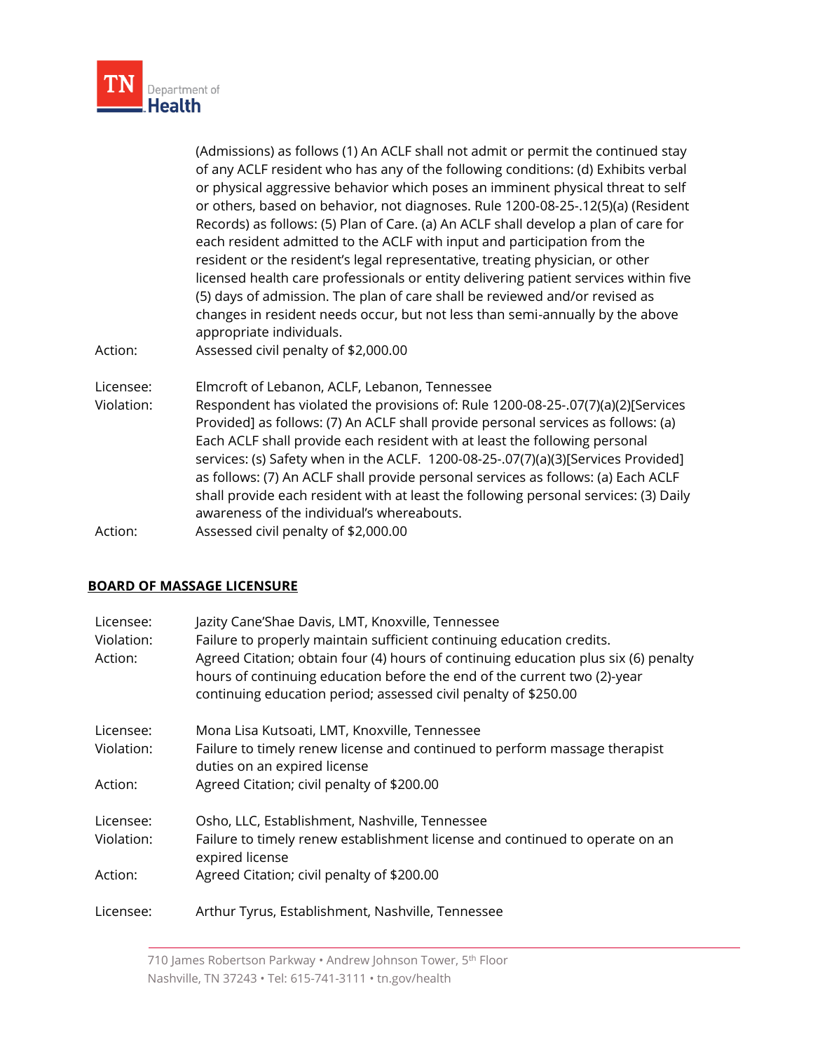(Admissions) as follows (1) An ACLF shall not admit or permit the continued stay of any ACLF resident who has any of the following conditions: (d) Exhibits verbal or physical aggressive behavior which poses an imminent physical threat to self or others, based on behavior, not diagnoses. Rule 1200-08-25-.12(5)(a) (Resident Records) as follows: (5) Plan of Care. (a) An ACLF shall develop a plan of care for each resident admitted to the ACLF with input and participation from the resident or the resident's legal representative, treating physician, or other licensed health care professionals or entity delivering patient services within five (5) days of admission. The plan of care shall be reviewed and/or revised as changes in resident needs occur, but not less than semi-annually by the above appropriate individuals.

Action: Assessed civil penalty of $2,000.00

Licensee: Elmcroft of Lebanon, ACLF, Lebanon, Tennessee

Violation: Respondent has violated the provisions of: Rule 1200-08-25-.07(7)(a)(2)[Services Provided] as follows: (7) An ACLF shall provide personal services as follows: (a) Each ACLF shall provide each resident with at least the following personal services: (s) Safety when in the ACLF. 1200-08-25-.07(7)(a)(3)[Services Provided] as follows: (7) An ACLF shall provide personal services as follows: (a) Each ACLF shall provide each resident with at least the following personal services: (3) Daily awareness of the individual's whereabouts.

Action: Assessed civil penalty of $2,000.00

## BOARD OF MASSAGE LICENSURE

Licensee: Jazity Cane'Shae Davis, LMT, Knoxville, Tennessee

Violation: Failure to properly maintain sufficient continuing education credits.

Action: Agreed Citation; obtain four (4) hours of continuing education plus six (6) penalty hours of continuing education before the end of the current two (2)-year continuing education period; assessed civil penalty of $250.00

Licensee: Mona Lisa Kutsoati, LMT, Knoxville, Tennessee

Violation: Failure to timely renew license and continued to perform massage therapist duties on an expired license

Action: Agreed Citation; civil penalty of $200.00

Licensee: Osho, LLC, Establishment, Nashville, Tennessee

Violation: Failure to timely renew establishment license and continued to operate on an expired license

Action: Agreed Citation; civil penalty of $200.00

Licensee: Arthur Tyrus, Establishment, Nashville, Tennessee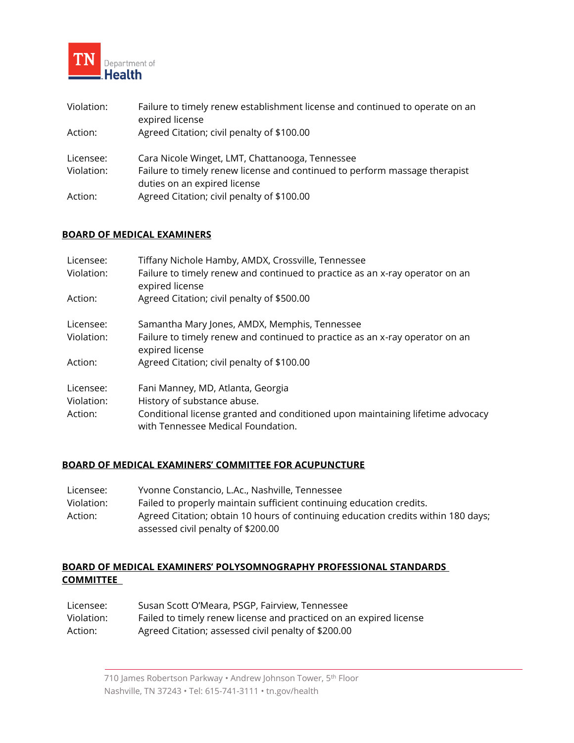Violation: Failure to timely renew establishment license and continued to operate on an expired license
Action: Agreed Citation; civil penalty of $100.00

Licensee: Cara Nicole Winget, LMT, Chattanooga, Tennessee
Violation: Failure to timely renew license and continued to perform massage therapist duties on an expired license
Action: Agreed Citation; civil penalty of $100.00

## BOARD OF MEDICAL EXAMINERS

Licensee: Tiffany Nichole Hamby, AMDX, Crossville, Tennessee
Violation: Failure to timely renew and continued to practice as an x-ray operator on an expired license
Action: Agreed Citation; civil penalty of $500.00

Licensee: Samantha Mary Jones, AMDX, Memphis, Tennessee
Violation: Failure to timely renew and continued to practice as an x-ray operator on an expired license
Action: Agreed Citation; civil penalty of $100.00

Licensee: Fani Manney, MD, Atlanta, Georgia
Violation: History of substance abuse.
Action: Conditional license granted and conditioned upon maintaining lifetime advocacy with Tennessee Medical Foundation.

## BOARD OF MEDICAL EXAMINERS' COMMITTEE FOR ACUPUNCTURE

Licensee: Yvonne Constancio, L.Ac., Nashville, Tennessee
Violation: Failed to properly maintain sufficient continuing education credits.
Action: Agreed Citation; obtain 10 hours of continuing education credits within 180 days; assessed civil penalty of $200.00

## BOARD OF MEDICAL EXAMINERS' POLYSOMNOGRAPHY PROFESSIONAL STANDARDS COMMITTEE

Licensee: Susan Scott O'Meara, PSGP, Fairview, Tennessee
Violation: Failed to timely renew license and practiced on an expired license
Action: Agreed Citation; assessed civil penalty of $200.00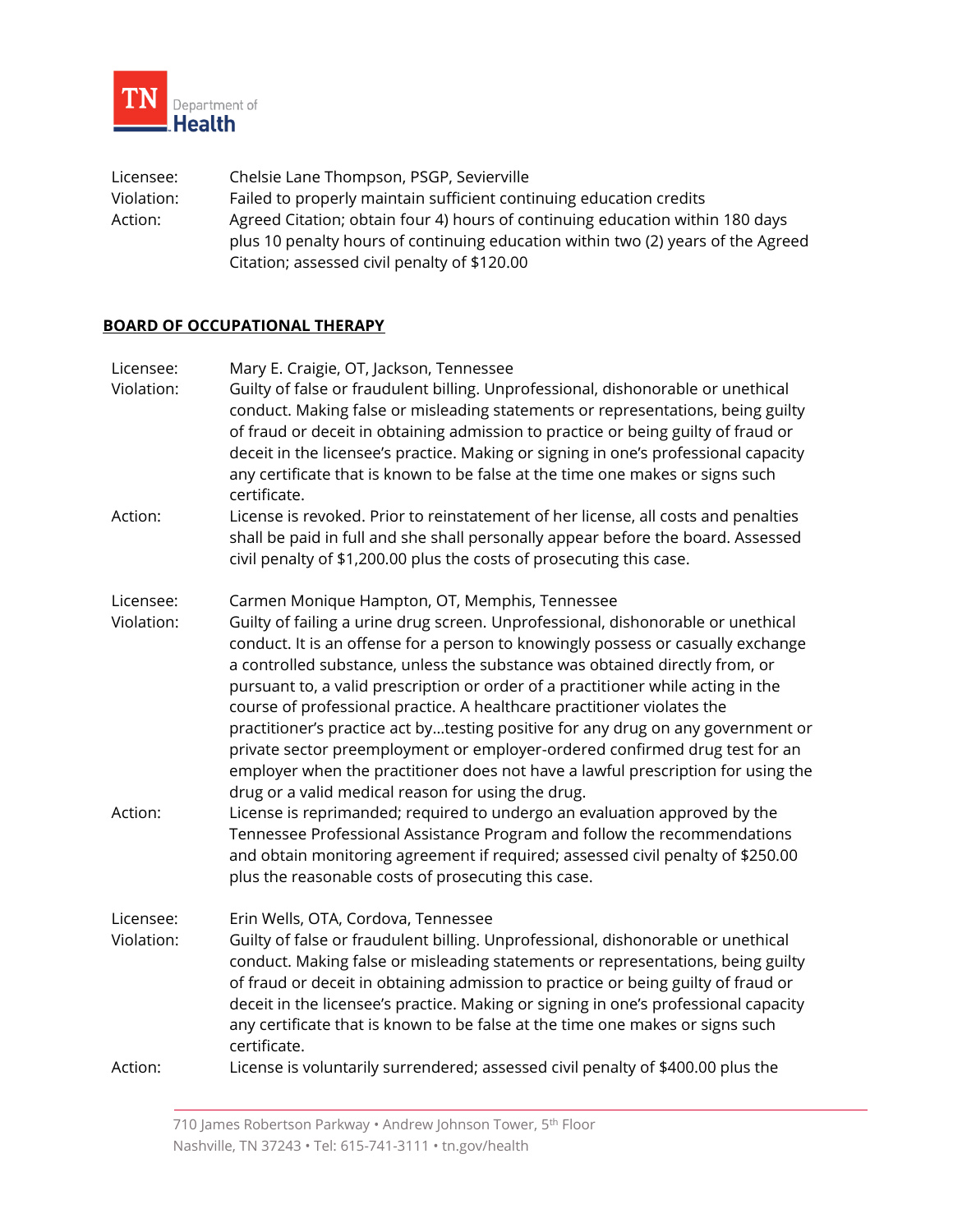Licensee: Chelsie Lane Thompson, PSGP, Sevierville
Violation: Failed to properly maintain sufficient continuing education credits
Action: Agreed Citation; obtain four 4) hours of continuing education within 180 days plus 10 penalty hours of continuing education within two (2) years of the Agreed Citation; assessed civil penalty of $120.00

## BOARD OF OCCUPATIONAL THERAPY

Licensee: Mary E. Craigie, OT, Jackson, Tennessee
Violation: Guilty of false or fraudulent billing. Unprofessional, dishonorable or unethical conduct. Making false or misleading statements or representations, being guilty of fraud or deceit in obtaining admission to practice or being guilty of fraud or deceit in the licensee's practice. Making or signing in one's professional capacity any certificate that is known to be false at the time one makes or signs such certificate.
Action: License is revoked. Prior to reinstatement of her license, all costs and penalties shall be paid in full and she shall personally appear before the board. Assessed civil penalty of $1,200.00 plus the costs of prosecuting this case.

Licensee: Carmen Monique Hampton, OT, Memphis, Tennessee
Violation: Guilty of failing a urine drug screen. Unprofessional, dishonorable or unethical conduct. It is an offense for a person to knowingly possess or casually exchange a controlled substance, unless the substance was obtained directly from, or pursuant to, a valid prescription or order of a practitioner while acting in the course of professional practice. A healthcare practitioner violates the practitioner's practice act by…testing positive for any drug on any government or private sector preemployment or employer-ordered confirmed drug test for an employer when the practitioner does not have a lawful prescription for using the drug or a valid medical reason for using the drug.
Action: License is reprimanded; required to undergo an evaluation approved by the Tennessee Professional Assistance Program and follow the recommendations and obtain monitoring agreement if required; assessed civil penalty of $250.00 plus the reasonable costs of prosecuting this case.

Licensee: Erin Wells, OTA, Cordova, Tennessee
Violation: Guilty of false or fraudulent billing. Unprofessional, dishonorable or unethical conduct. Making false or misleading statements or representations, being guilty of fraud or deceit in obtaining admission to practice or being guilty of fraud or deceit in the licensee's practice. Making or signing in one's professional capacity any certificate that is known to be false at the time one makes or signs such certificate.
Action: License is voluntarily surrendered; assessed civil penalty of $400.00 plus the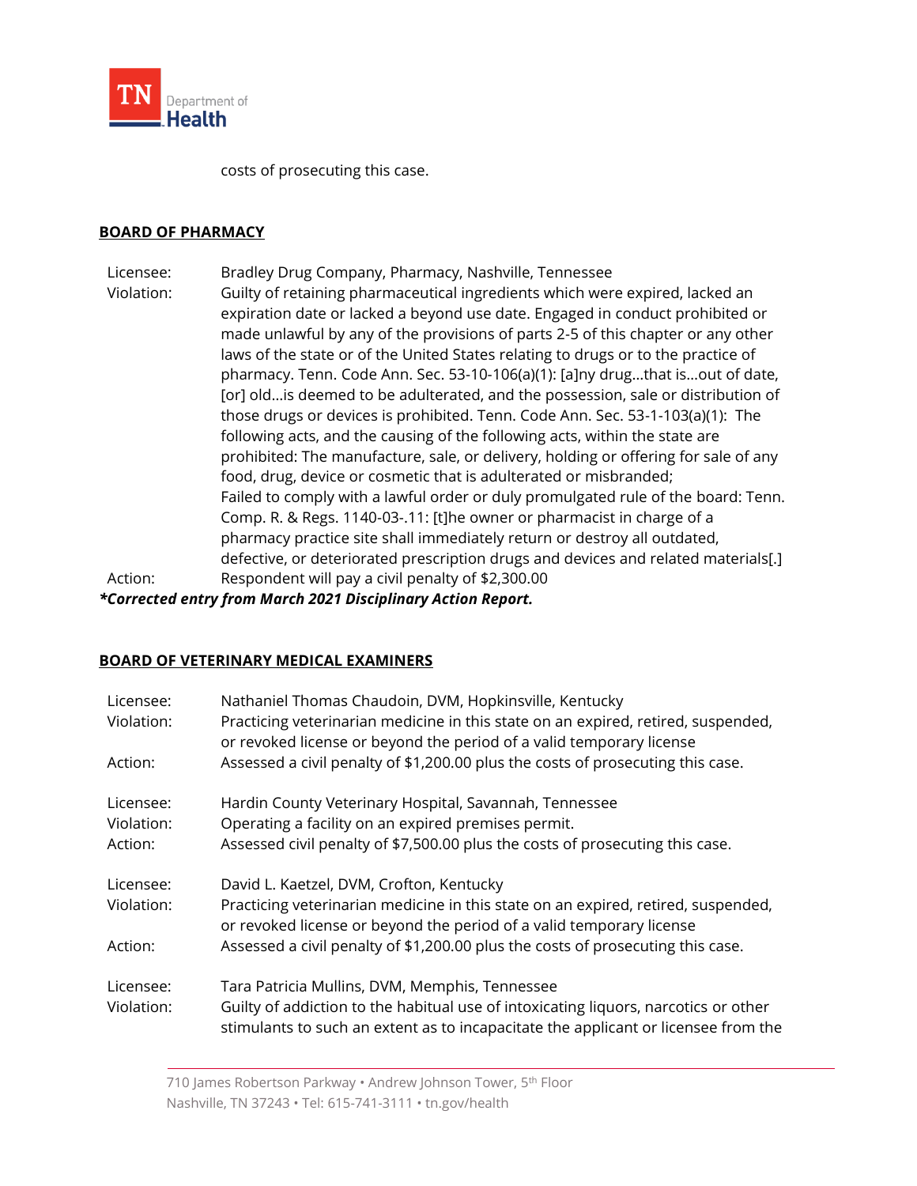costs of prosecuting this case.

**BOARD OF PHARMACY**

Licensee: Bradley Drug Company, Pharmacy, Nashville, Tennessee
Violation: Guilty of retaining pharmaceutical ingredients which were expired, lacked an expiration date or lacked a beyond use date. Engaged in conduct prohibited or made unlawful by any of the provisions of parts 2-5 of this chapter or any other laws of the state or of the United States relating to drugs or to the practice of pharmacy. Tenn. Code Ann. Sec. 53-10-106(a)(1): [a]ny drug…that is…out of date, [or] old…is deemed to be adulterated, and the possession, sale or distribution of those drugs or devices is prohibited. Tenn. Code Ann. Sec. 53-1-103(a)(1): The following acts, and the causing of the following acts, within the state are prohibited: The manufacture, sale, or delivery, holding or offering for sale of any food, drug, device or cosmetic that is adulterated or misbranded; Failed to comply with a lawful order or duly promulgated rule of the board: Tenn. Comp. R. & Regs. 1140-03-.11: [t]he owner or pharmacist in charge of a pharmacy practice site shall immediately return or destroy all outdated, defective, or deteriorated prescription drugs and devices and related materials[.]
Action: Respondent will pay a civil penalty of $2,300.00

***Corrected entry from March 2021 Disciplinary Action Report.***

**BOARD OF VETERINARY MEDICAL EXAMINERS**

Licensee: Nathaniel Thomas Chaudoin, DVM, Hopkinsville, Kentucky
Violation: Practicing veterinarian medicine in this state on an expired, retired, suspended, or revoked license or beyond the period of a valid temporary license
Action: Assessed a civil penalty of $1,200.00 plus the costs of prosecuting this case.

Licensee: Hardin County Veterinary Hospital, Savannah, Tennessee
Violation: Operating a facility on an expired premises permit.
Action: Assessed civil penalty of $7,500.00 plus the costs of prosecuting this case.

Licensee: David L. Kaetzel, DVM, Crofton, Kentucky
Violation: Practicing veterinarian medicine in this state on an expired, retired, suspended, or revoked license or beyond the period of a valid temporary license
Action: Assessed a civil penalty of $1,200.00 plus the costs of prosecuting this case.

Licensee: Tara Patricia Mullins, DVM, Memphis, Tennessee
Violation: Guilty of addiction to the habitual use of intoxicating liquors, narcotics or other stimulants to such an extent as to incapacitate the applicant or licensee from the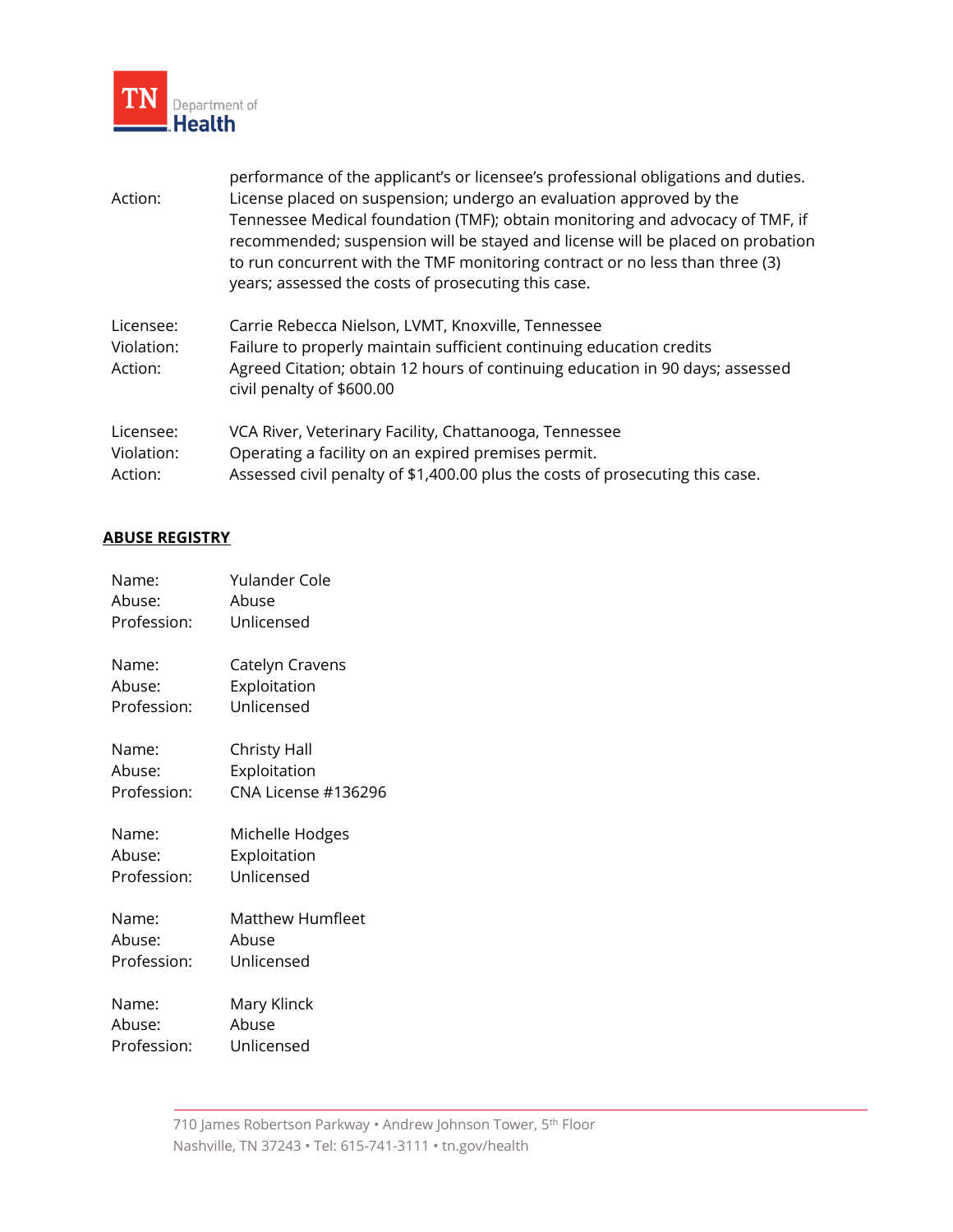performance of the applicant's or licensee's professional obligations and duties.

Action: License placed on suspension; undergo an evaluation approved by the Tennessee Medical foundation (TMF); obtain monitoring and advocacy of TMF, if recommended; suspension will be stayed and license will be placed on probation to run concurrent with the TMF monitoring contract or no less than three (3) years; assessed the costs of prosecuting this case.

Licensee: Carrie Rebecca Nielson, LVMT, Knoxville, Tennessee
Violation: Failure to properly maintain sufficient continuing education credits
Action: Agreed Citation; obtain 12 hours of continuing education in 90 days; assessed civil penalty of $600.00

Licensee: VCA River, Veterinary Facility, Chattanooga, Tennessee
Violation: Operating a facility on an expired premises permit.
Action: Assessed civil penalty of $1,400.00 plus the costs of prosecuting this case.

## ABUSE REGISTRY

Name: Yulander Cole
Abuse: Abuse
Profession: Unlicensed

Name: Catelyn Cravens
Abuse: Exploitation
Profession: Unlicensed

Name: Christy Hall
Abuse: Exploitation
Profession: CNA License #136296

Name: Michelle Hodges
Abuse: Exploitation
Profession: Unlicensed

Name: Matthew Humfleet
Abuse: Abuse
Profession: Unlicensed

Name: Mary Klinck
Abuse: Abuse
Profession: Unlicensed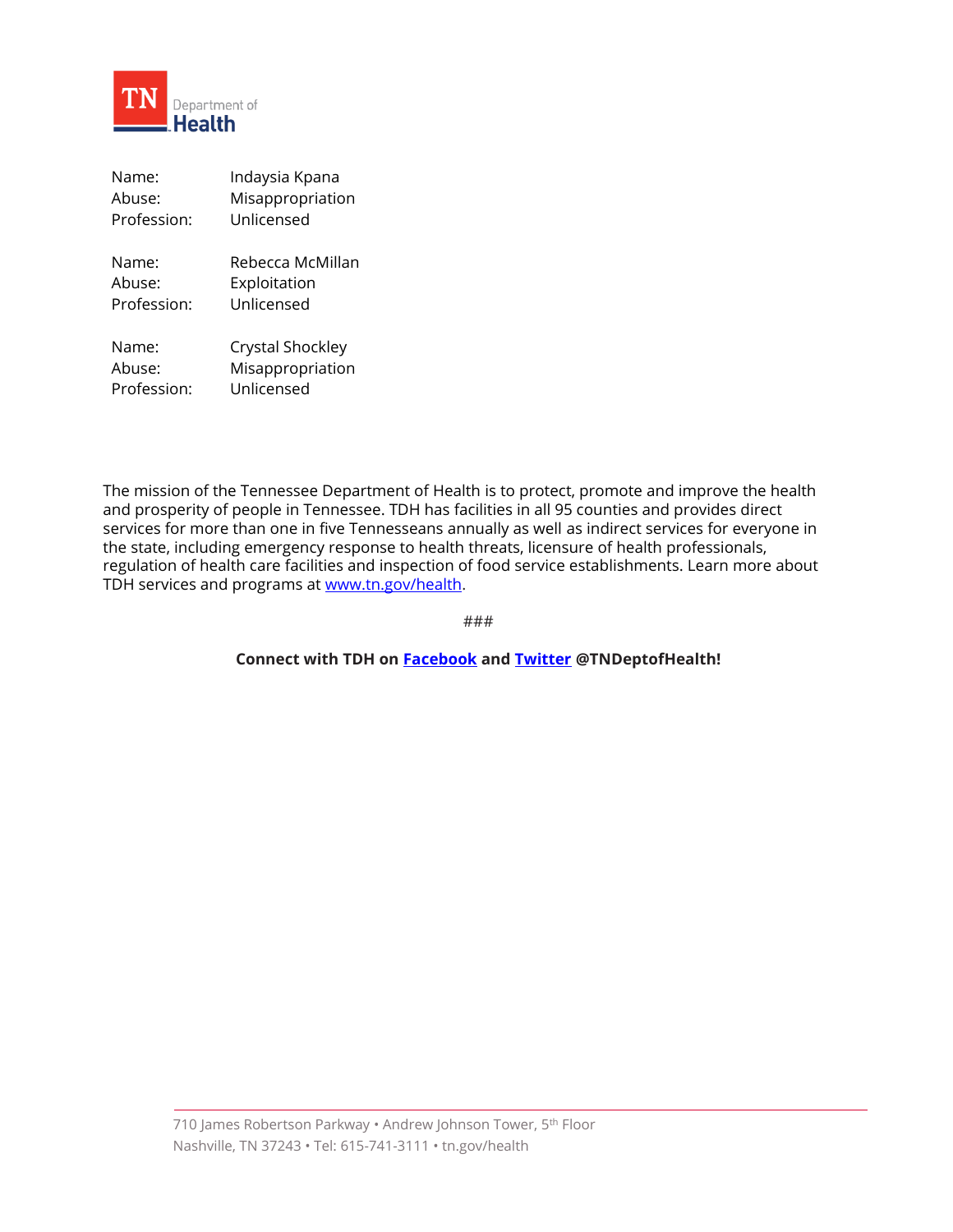TN Department of Health

Name: Indaysia Kpana
Abuse: Misappropriation
Profession: Unlicensed

Name: Rebecca McMillan
Abuse: Exploitation
Profession: Unlicensed

Name: Crystal Shockley
Abuse: Misappropriation
Profession: Unlicensed

The mission of the Tennessee Department of Health is to protect, promote and improve the health and prosperity of people in Tennessee. TDH has facilities in all 95 counties and provides direct services for more than one in five Tennesseans annually as well as indirect services for everyone in the state, including emergency response to health threats, licensure of health professionals, regulation of health care facilities and inspection of food service establishments. Learn more about TDH services and programs at www.tn.gov/health.

###

**Connect with TDH on Facebook and Twitter @TNDeptofHealth!**

710 James Robertson Parkway • Andrew Johnson Tower, 5th Floor
Nashville, TN 37243 • Tel: 615-741-3111 • tn.gov/health